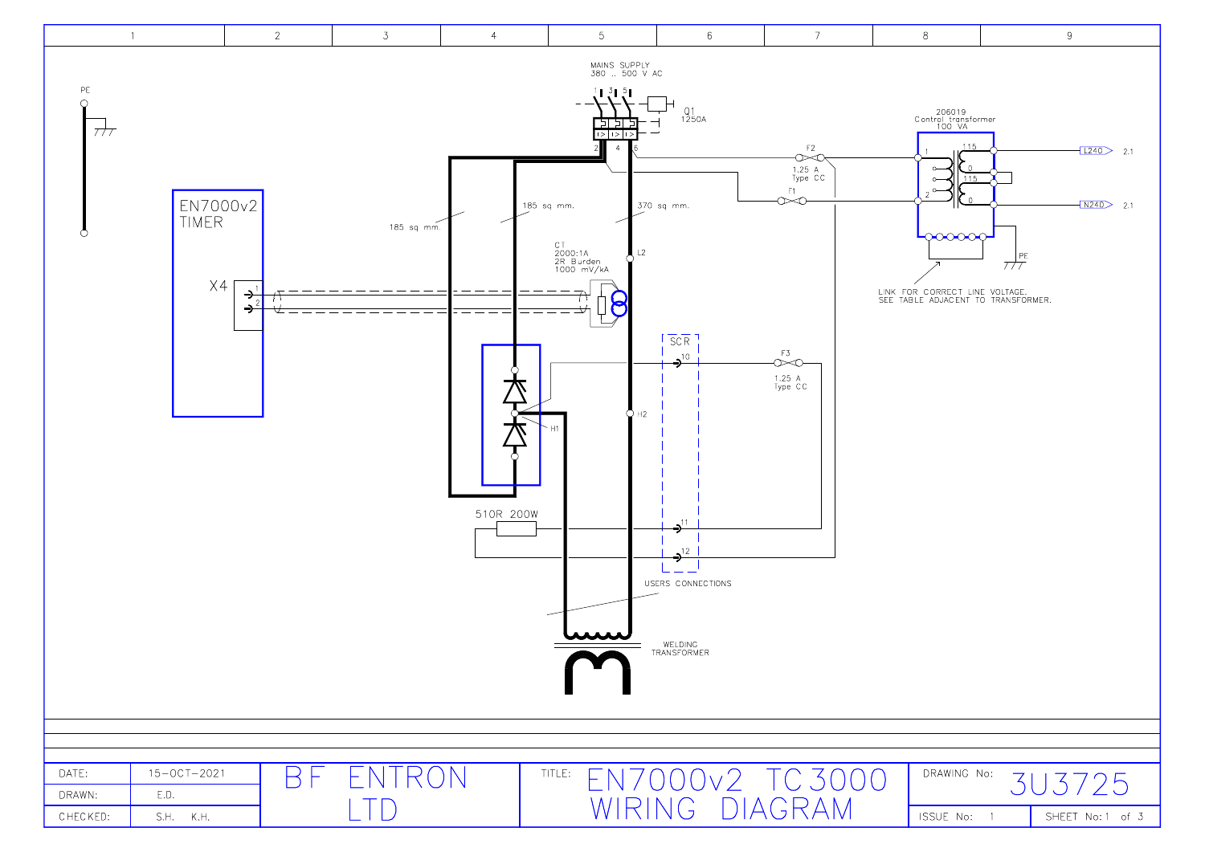MAINS SUPPLY
380 .. 500 V AC

Q1
1250A

PE

EN7000v2
TIMER

X4

185 sq mm.

185 sq mm.

370 sq mm.

CT
2000:1A
2R Burden
1000 mV/kA

L2

H1

H2

SCR

10

11

12

F1

F2
1.25 A
Type CC

F3
1.25 A
Type CC

510R 200W

USERS CONNECTIONS

WELDING
TRANSFORMER

206019
Control transformer
100 VA

115

0

115

0

L240

N240

2.1

2.1

PE

LINK FOR CORRECT LINE VOLTAGE.
SEE TABLE ADJACENT TO TRANSFORMER.

| DATE: | 15-OCT-2021 | BF ENTRON LTD | TITLE: EN7000v2 TC3000 WIRING DIAGRAM | DRAWING No: 3U3725 | |
|---|---|---|---|---|---|
| DRAWN: | E.D. | | | | |
| CHECKED: | S.H. K.H. | | | ISSUE No: 1 | SHEET No: 1 of 3 |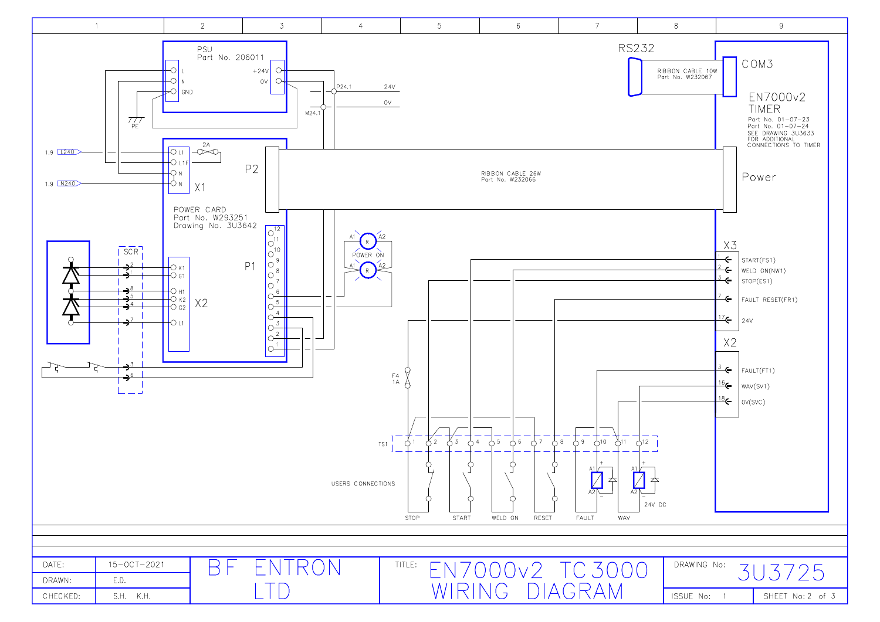# EN7000v2 TC3000 WIRING DIAGRAM

**PSU**
Part No. 206011

- L
- N
- GND
- +24V
- 0V

PE

P24.1 — 24V
M24.1 — 0V

1.9 L240
1.9 N240

2A

**X1**
- L1
- L1F
- N
- N

**POWER CARD**
Part No. W293251
Drawing No. 3U3642

P2

P1: 12, 11, 10, 9, 8, 7, 6, 5, 4, 3, 2, 1

**X2**
- K1
- G1
- H1
- K2
- G2
- L1

SCR: 2, 1, 8, 5, 4, 7, 3, 6

POWER ON (A1, R, A2)

RIBBON CABLE 26W
Part No. W232066

**RS232**

RIBBON CABLE 10W
Part No. W232067

**COM3**

**EN7000v2 TIMER**
Part No. 01-07-23
Part No. 01-07-24
SEE DRAWING 3U3633 FOR ADDITIONAL CONNECTIONS TO TIMER

Power

**X3**
- 1 START(FS1)
- 2 WELD ON(NW1)
- 3 STOP(ES1)
- 7 FAULT RESET(FR1)
- 17 24V

**X2**
- 3 FAULT(FT1)
- 15 WAV(SV1)
- 18 0V(SVC)

F4
1A

TS1: 1, 2, 3, 4, 5, 6, 7, 8, 9, 10, 11, 12

USERS CONNECTIONS

STOP, START, WELD ON, RESET, FAULT, WAV

A1, A2, +, −
24V DC

| DATE: | 15-OCT-2021 |
| --- | --- |
| DRAWN: | E.D. |
| CHECKED: | S.H. K.H. |

BF ENTRON LTD

TITLE: EN7000v2 TC3000 WIRING DIAGRAM

DRAWING No: 3U3725

ISSUE No: 1

SHEET No: 2 of 3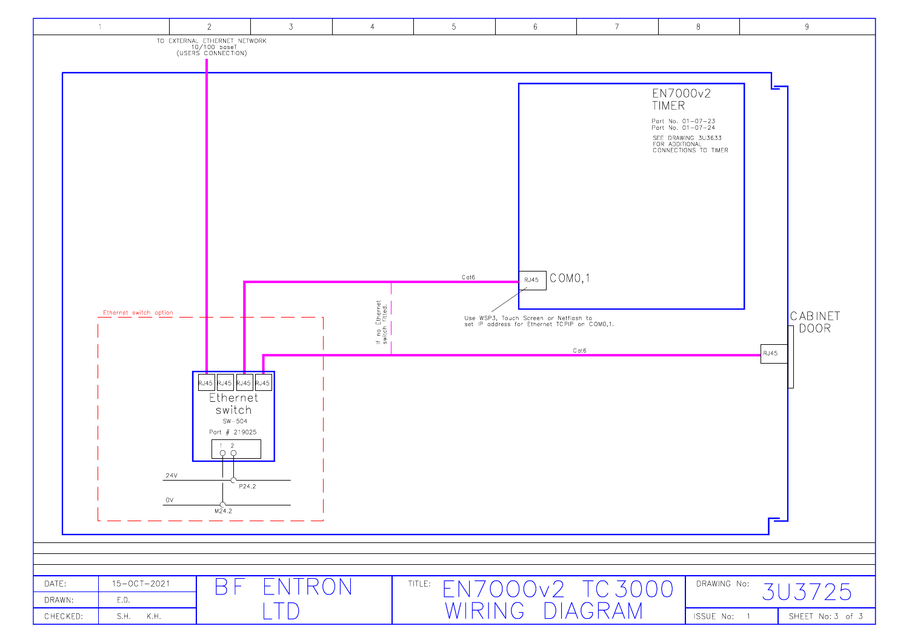TO EXTERNAL ETHERNET NETWORK
10/100 baseT
(USERS CONNECTION)

EN7000v2
TIMER

Part No. 01-07-23
Part No. 01-07-24

SEE DRAWING 3U3633
FOR ADDITIONAL
CONNECTIONS TO TIMER

Cat6

RJ45 COM0,1

Use WSP3, Touch Screen or Netflash to set IP address for Ethernet TCPIP on COM0,1.

If no Ethernet switch fitted.

Ethernet switch option

Cat6

RJ45

CABINET DOOR

RJ45 RJ45 RJ45 RJ45

Ethernet switch
SW-504
Port # 219025

1 2

24V

P24.2

0V

M24.2

| | | | | |
|---|---|---|---|---|
| DATE: | 15-OCT-2021 | BF ENTRON LTD | TITLE: EN7000v2 TC3000 WIRING DIAGRAM | DRAWING No: 3U3725 |
| DRAWN: | E.D. | | | |
| CHECKED: | S.H. K.H. | | | ISSUE No: 1 / SHEET No: 3 of 3 |